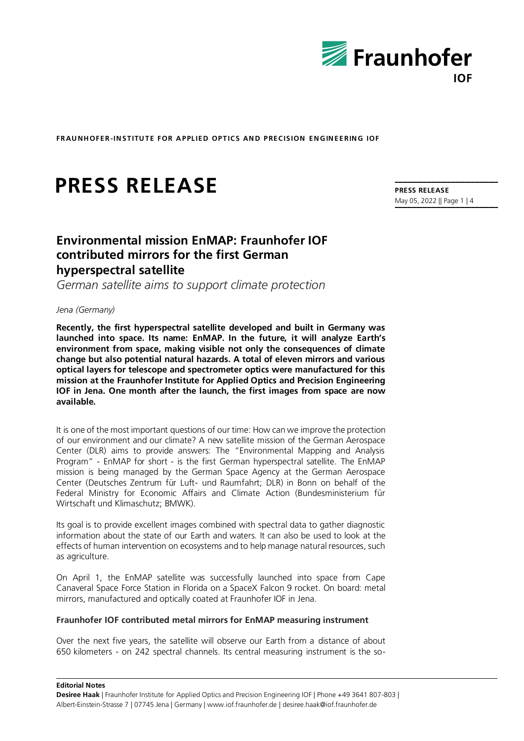FRAUNHOFER-INSTITUTE FOR APPLIED OPTICS AND PRECISION ENGINEERING IOF

# PRESS RELEASE

**PRESS RELEASE**
May 05, 2022

## Environmental mission EnMAP: Fraunhofer IOF contributed mirrors for the first German hyperspectral satellite

*German satellite aims to support climate protection*

*Jena (Germany)*

**Recently, the first hyperspectral satellite developed and built in Germany was launched into space. Its name: EnMAP. In the future, it will analyze Earth's environment from space, making visible not only the consequences of climate change but also potential natural hazards. A total of eleven mirrors and various optical layers for telescope and spectrometer optics were manufactured for this mission at the Fraunhofer Institute for Applied Optics and Precision Engineering IOF in Jena. One month after the launch, the first images from space are now available.**

It is one of the most important questions of our time: How can we improve the protection of our environment and our climate? A new satellite mission of the German Aerospace Center (DLR) aims to provide answers: The "Environmental Mapping and Analysis Program" - EnMAP for short - is the first German hyperspectral satellite. The EnMAP mission is being managed by the German Space Agency at the German Aerospace Center (Deutsches Zentrum für Luft- und Raumfahrt; DLR) in Bonn on behalf of the Federal Ministry for Economic Affairs and Climate Action (Bundesministerium für Wirtschaft und Klimaschutz; BMWK).

Its goal is to provide excellent images combined with spectral data to gather diagnostic information about the state of our Earth and waters. It can also be used to look at the effects of human intervention on ecosystems and to help manage natural resources, such as agriculture.

On April 1, the EnMAP satellite was successfully launched into space from Cape Canaveral Space Force Station in Florida on a SpaceX Falcon 9 rocket. On board: metal mirrors, manufactured and optically coated at Fraunhofer IOF in Jena.

### Fraunhofer IOF contributed metal mirrors for EnMAP measuring instrument

Over the next five years, the satellite will observe our Earth from a distance of about 650 kilometers - on 242 spectral channels. Its central measuring instrument is the so-

**Editorial Notes**
**Desiree Haak** | Fraunhofer Institute for Applied Optics and Precision Engineering IOF | Phone +49 3641 807-803 | Albert-Einstein-Strasse 7 | 07745 Jena | Germany | www.iof.fraunhofer.de | desiree.haak@iof.fraunhofer.de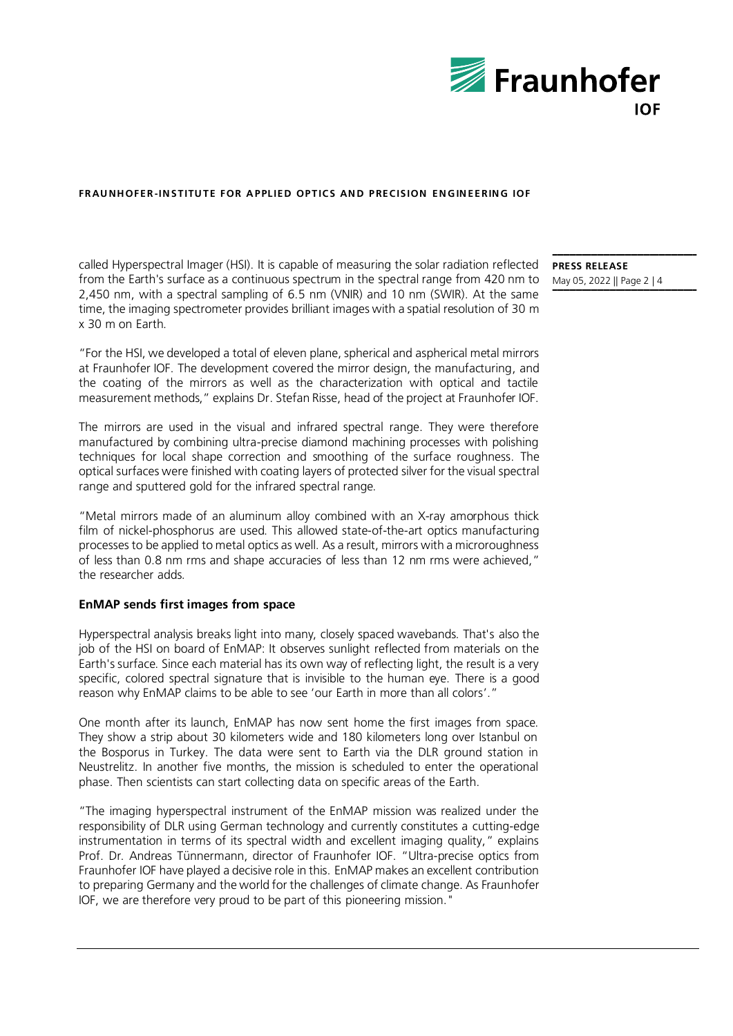called Hyperspectral Imager (HSI). It is capable of measuring the solar radiation reflected from the Earth's surface as a continuous spectrum in the spectral range from 420 nm to 2,450 nm, with a spectral sampling of 6.5 nm (VNIR) and 10 nm (SWIR). At the same time, the imaging spectrometer provides brilliant images with a spatial resolution of 30 m x 30 m on Earth.

"For the HSI, we developed a total of eleven plane, spherical and aspherical metal mirrors at Fraunhofer IOF. The development covered the mirror design, the manufacturing, and the coating of the mirrors as well as the characterization with optical and tactile measurement methods," explains Dr. Stefan Risse, head of the project at Fraunhofer IOF.

The mirrors are used in the visual and infrared spectral range. They were therefore manufactured by combining ultra-precise diamond machining processes with polishing techniques for local shape correction and smoothing of the surface roughness. The optical surfaces were finished with coating layers of protected silver for the visual spectral range and sputtered gold for the infrared spectral range.

"Metal mirrors made of an aluminum alloy combined with an X-ray amorphous thick film of nickel-phosphorus are used. This allowed state-of-the-art optics manufacturing processes to be applied to metal optics as well. As a result, mirrors with a microroughness of less than 0.8 nm rms and shape accuracies of less than 12 nm rms were achieved," the researcher adds.

**EnMAP sends first images from space**

Hyperspectral analysis breaks light into many, closely spaced wavebands. That's also the job of the HSI on board of EnMAP: It observes sunlight reflected from materials on the Earth's surface. Since each material has its own way of reflecting light, the result is a very specific, colored spectral signature that is invisible to the human eye. There is a good reason why EnMAP claims to be able to see 'our Earth in more than all colors'."

One month after its launch, EnMAP has now sent home the first images from space. They show a strip about 30 kilometers wide and 180 kilometers long over Istanbul on the Bosporus in Turkey. The data were sent to Earth via the DLR ground station in Neustrelitz. In another five months, the mission is scheduled to enter the operational phase. Then scientists can start collecting data on specific areas of the Earth.

"The imaging hyperspectral instrument of the EnMAP mission was realized under the responsibility of DLR using German technology and currently constitutes a cutting-edge instrumentation in terms of its spectral width and excellent imaging quality," explains Prof. Dr. Andreas Tünnermann, director of Fraunhofer IOF. "Ultra-precise optics from Fraunhofer IOF have played a decisive role in this. EnMAP makes an excellent contribution to preparing Germany and the world for the challenges of climate change. As Fraunhofer IOF, we are therefore very proud to be part of this pioneering mission."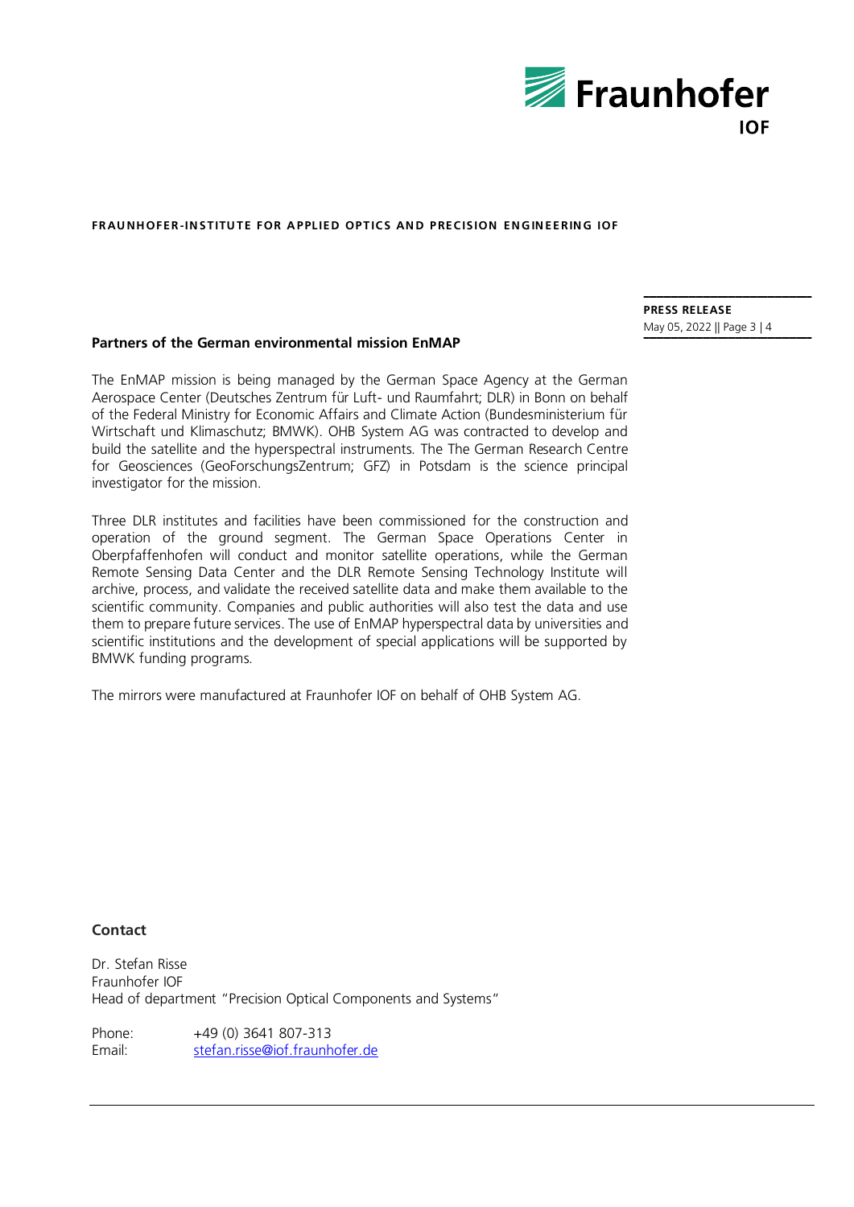## Partners of the German environmental mission EnMAP

The EnMAP mission is being managed by the German Space Agency at the German Aerospace Center (Deutsches Zentrum für Luft- und Raumfahrt; DLR) in Bonn on behalf of the Federal Ministry for Economic Affairs and Climate Action (Bundesministerium für Wirtschaft und Klimaschutz; BMWK). OHB System AG was contracted to develop and build the satellite and the hyperspectral instruments. The The German Research Centre for Geosciences (GeoForschungsZentrum; GFZ) in Potsdam is the science principal investigator for the mission.

Three DLR institutes and facilities have been commissioned for the construction and operation of the ground segment. The German Space Operations Center in Oberpfaffenhofen will conduct and monitor satellite operations, while the German Remote Sensing Data Center and the DLR Remote Sensing Technology Institute will archive, process, and validate the received satellite data and make them available to the scientific community. Companies and public authorities will also test the data and use them to prepare future services. The use of EnMAP hyperspectral data by universities and scientific institutions and the development of special applications will be supported by BMWK funding programs.

The mirrors were manufactured at Fraunhofer IOF on behalf of OHB System AG.

## Contact

Dr. Stefan Risse
Fraunhofer IOF
Head of department "Precision Optical Components and Systems"

Phone: +49 (0) 3641 807-313
Email: stefan.risse@iof.fraunhofer.de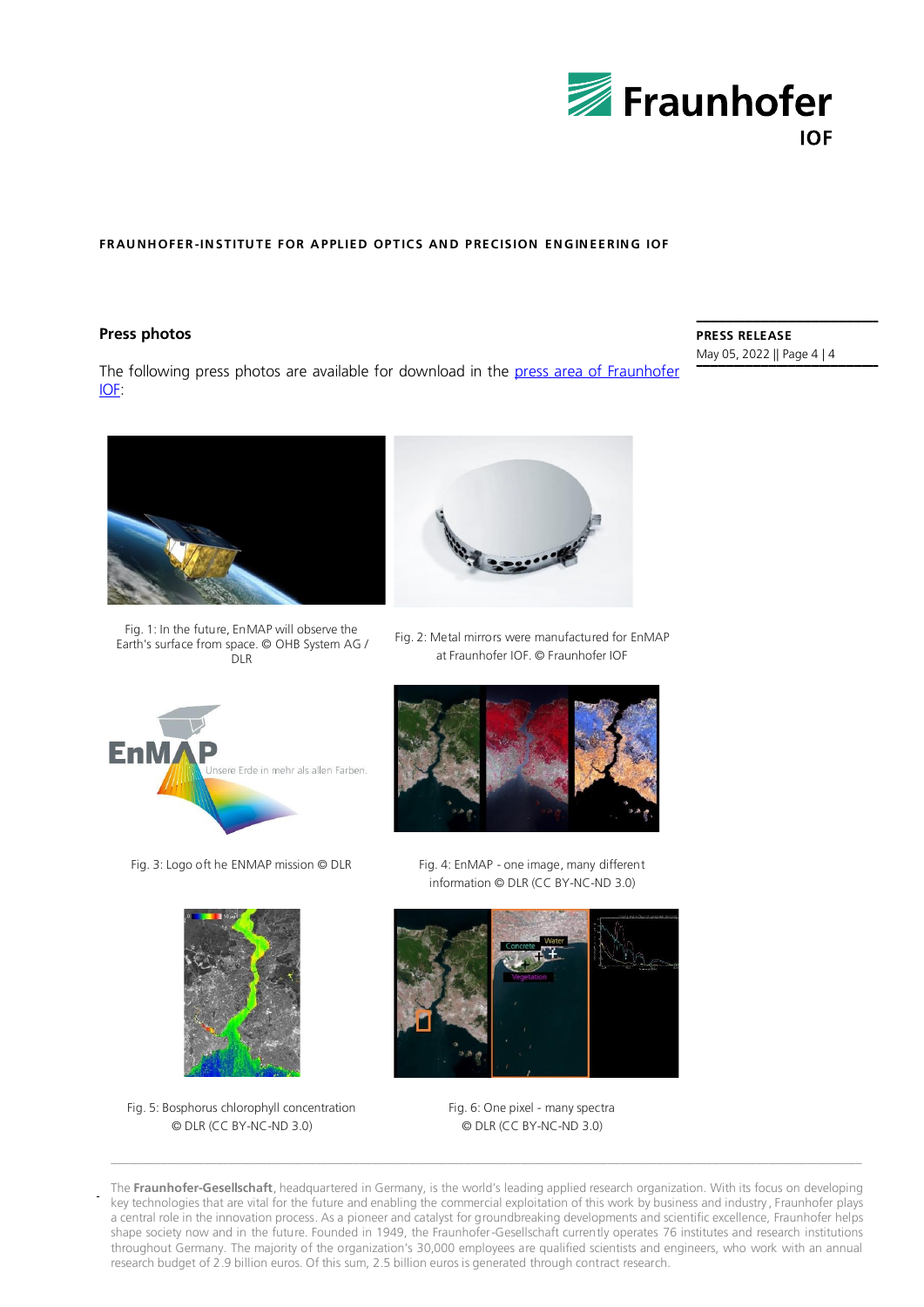FRAUNHOFER-INSTITUTE FOR APPLIED OPTICS AND PRECISION ENGINEERING IOF

PRESS RELEASE
May 05, 2022 || Page 4 | 4

## Press photos

The following press photos are available for download in the press area of Fraunhofer IOF:

Fig. 1: In the future, EnMAP will observe the Earth's surface from space. © OHB System AG / DLR

Fig. 2: Metal mirrors were manufactured for EnMAP at Fraunhofer IOF. © Fraunhofer IOF

Fig. 3: Logo oft he ENMAP mission © DLR

Fig. 4: EnMAP - one image, many different information © DLR (CC BY-NC-ND 3.0)

Fig. 5: Bosphorus chlorophyll concentration © DLR (CC BY-NC-ND 3.0)

Fig. 6: One pixel - many spectra © DLR (CC BY-NC-ND 3.0)

---

The **Fraunhofer-Gesellschaft**, headquartered in Germany, is the world's leading applied research organization. With its focus on developing key technologies that are vital for the future and enabling the commercial exploitation of this work by business and industry, Fraunhofer plays a central role in the innovation process. As a pioneer and catalyst for groundbreaking developments and scientific excellence, Fraunhofer helps shape society now and in the future. Founded in 1949, the Fraunhofer-Gesellschaft currently operates 76 institutes and research institutions throughout Germany. The majority of the organization's 30,000 employees are qualified scientists and engineers, who work with an annual research budget of 2.9 billion euros. Of this sum, 2.5 billion euros is generated through contract research.